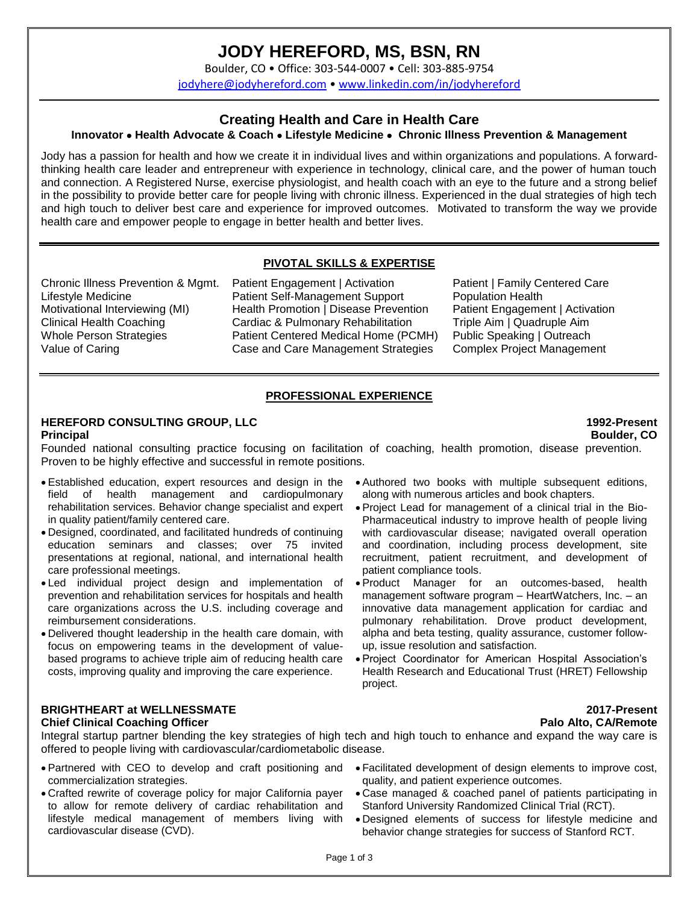# JODY HEREFORD, MS, BSN, RN

Boulder, CO • Office: 303-544-0007 • Cell: 303-885-9754

jodyhere@jodyhereford.com • www.linkedin.com/in/jodyhereford

## Creating Health and Care in Health Care

**Innovator • Health Advocate & Coach • Lifestyle Medicine • Chronic Illness Prevention & Management**

Jody has a passion for health and how we create it in individual lives and within organizations and populations. A forward-thinking health care leader and entrepreneur with experience in technology, clinical care, and the power of human touch and connection. A Registered Nurse, exercise physiologist, and health coach with an eye to the future and a strong belief in the possibility to provide better care for people living with chronic illness. Experienced in the dual strategies of high tech and high touch to deliver best care and experience for improved outcomes. Motivated to transform the way we provide health care and empower people to engage in better health and better lives.

## PIVOTAL SKILLS & EXPERTISE

| | | |
|---|---|---|
| Chronic Illness Prevention & Mgmt. | Patient Engagement \| Activation | Patient \| Family Centered Care |
| Lifestyle Medicine | Patient Self-Management Support | Population Health |
| Motivational Interviewing (MI) | Health Promotion \| Disease Prevention | Patient Engagement \| Activation |
| Clinical Health Coaching | Cardiac & Pulmonary Rehabilitation | Triple Aim \| Quadruple Aim |
| Whole Person Strategies | Patient Centered Medical Home (PCMH) | Public Speaking \| Outreach |
| Value of Caring | Case and Care Management Strategies | Complex Project Management |

## PROFESSIONAL EXPERIENCE

### HEREFORD CONSULTING GROUP, LLC — 1992-Present
**Principal** — Boulder, CO

Founded national consulting practice focusing on facilitation of coaching, health promotion, disease prevention. Proven to be highly effective and successful in remote positions.

- Established education, expert resources and design in the field of health management and cardiopulmonary rehabilitation services. Behavior change specialist and expert in quality patient/family centered care.
- Designed, coordinated, and facilitated hundreds of continuing education seminars and classes; over 75 invited presentations at regional, national, and international health care professional meetings.
- Led individual project design and implementation of prevention and rehabilitation services for hospitals and health care organizations across the U.S. including coverage and reimbursement considerations.
- Delivered thought leadership in the health care domain, with focus on empowering teams in the development of value-based programs to achieve triple aim of reducing health care costs, improving quality and improving the care experience.
- Authored two books with multiple subsequent editions, along with numerous articles and book chapters.
- Project Lead for management of a clinical trial in the Bio-Pharmaceutical industry to improve health of people living with cardiovascular disease; navigated overall operation and coordination, including process development, site recruitment, patient recruitment, and development of patient compliance tools.
- Product Manager for an outcomes-based, health management software program – HeartWatchers, Inc. – an innovative data management application for cardiac and pulmonary rehabilitation. Drove product development, alpha and beta testing, quality assurance, customer follow-up, issue resolution and satisfaction.
- Project Coordinator for American Hospital Association's Health Research and Educational Trust (HRET) Fellowship project.

### BRIGHTHEART at WELLNESSMATE — 2017-Present
**Chief Clinical Coaching Officer** — Palo Alto, CA/Remote

Integral startup partner blending the key strategies of high tech and high touch to enhance and expand the way care is offered to people living with cardiovascular/cardiometabolic disease.

- Partnered with CEO to develop and craft positioning and commercialization strategies.
- Crafted rewrite of coverage policy for major California payer to allow for remote delivery of cardiac rehabilitation and lifestyle medical management of members living with cardiovascular disease (CVD).
- Facilitated development of design elements to improve cost, quality, and patient experience outcomes.
- Case managed & coached panel of patients participating in Stanford University Randomized Clinical Trial (RCT).
- Designed elements of success for lifestyle medicine and behavior change strategies for success of Stanford RCT.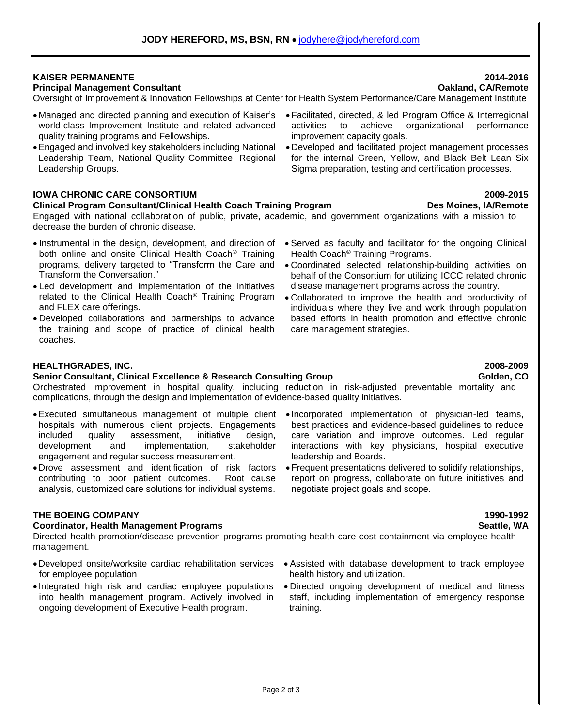**JODY HEREFORD, MS, BSN, RN** • jodyhere@jodyhereford.com

### KAISER PERMANENTE — 2014-2016

**Principal Management Consultant** — **Oakland, CA/Remote**

Oversight of Improvement & Innovation Fellowships at Center for Health System Performance/Care Management Institute

- Managed and directed planning and execution of Kaiser's world-class Improvement Institute and related advanced quality training programs and Fellowships.
- Engaged and involved key stakeholders including National Leadership Team, National Quality Committee, Regional Leadership Groups.
- Facilitated, directed, & led Program Office & Interregional activities to achieve organizational performance improvement capacity goals.
- Developed and facilitated project management processes for the internal Green, Yellow, and Black Belt Lean Six Sigma preparation, testing and certification processes.

### IOWA CHRONIC CARE CONSORTIUM — 2009-2015

**Clinical Program Consultant/Clinical Health Coach Training Program** — **Des Moines, IA/Remote**

Engaged with national collaboration of public, private, academic, and government organizations with a mission to decrease the burden of chronic disease.

- Instrumental in the design, development, and direction of both online and onsite Clinical Health Coach® Training programs, delivery targeted to "Transform the Care and Transform the Conversation."
- Led development and implementation of the initiatives related to the Clinical Health Coach® Training Program and FLEX care offerings.
- Developed collaborations and partnerships to advance the training and scope of practice of clinical health coaches.
- Served as faculty and facilitator for the ongoing Clinical Health Coach® Training Programs.
- Coordinated selected relationship-building activities on behalf of the Consortium for utilizing ICCC related chronic disease management programs across the country.
- Collaborated to improve the health and productivity of individuals where they live and work through population based efforts in health promotion and effective chronic care management strategies.

### HEALTHGRADES, INC. — 2008-2009

**Senior Consultant, Clinical Excellence & Research Consulting Group** — **Golden, CO**

Orchestrated improvement in hospital quality, including reduction in risk-adjusted preventable mortality and complications, through the design and implementation of evidence-based quality initiatives.

- Executed simultaneous management of multiple client hospitals with numerous client projects. Engagements included quality assessment, initiative design, development and implementation, stakeholder engagement and regular success measurement.
- Drove assessment and identification of risk factors contributing to poor patient outcomes. Root cause analysis, customized care solutions for individual systems.
- Incorporated implementation of physician-led teams, best practices and evidence-based guidelines to reduce care variation and improve outcomes. Led regular interactions with key physicians, hospital executive leadership and Boards.
- Frequent presentations delivered to solidify relationships, report on progress, collaborate on future initiatives and negotiate project goals and scope.

### THE BOEING COMPANY — 1990-1992

**Coordinator, Health Management Programs** — **Seattle, WA**

Directed health promotion/disease prevention programs promoting health care cost containment via employee health management.

- Developed onsite/worksite cardiac rehabilitation services for employee population
- Integrated high risk and cardiac employee populations into health management program. Actively involved in ongoing development of Executive Health program.
- Assisted with database development to track employee health history and utilization.
- Directed ongoing development of medical and fitness staff, including implementation of emergency response training.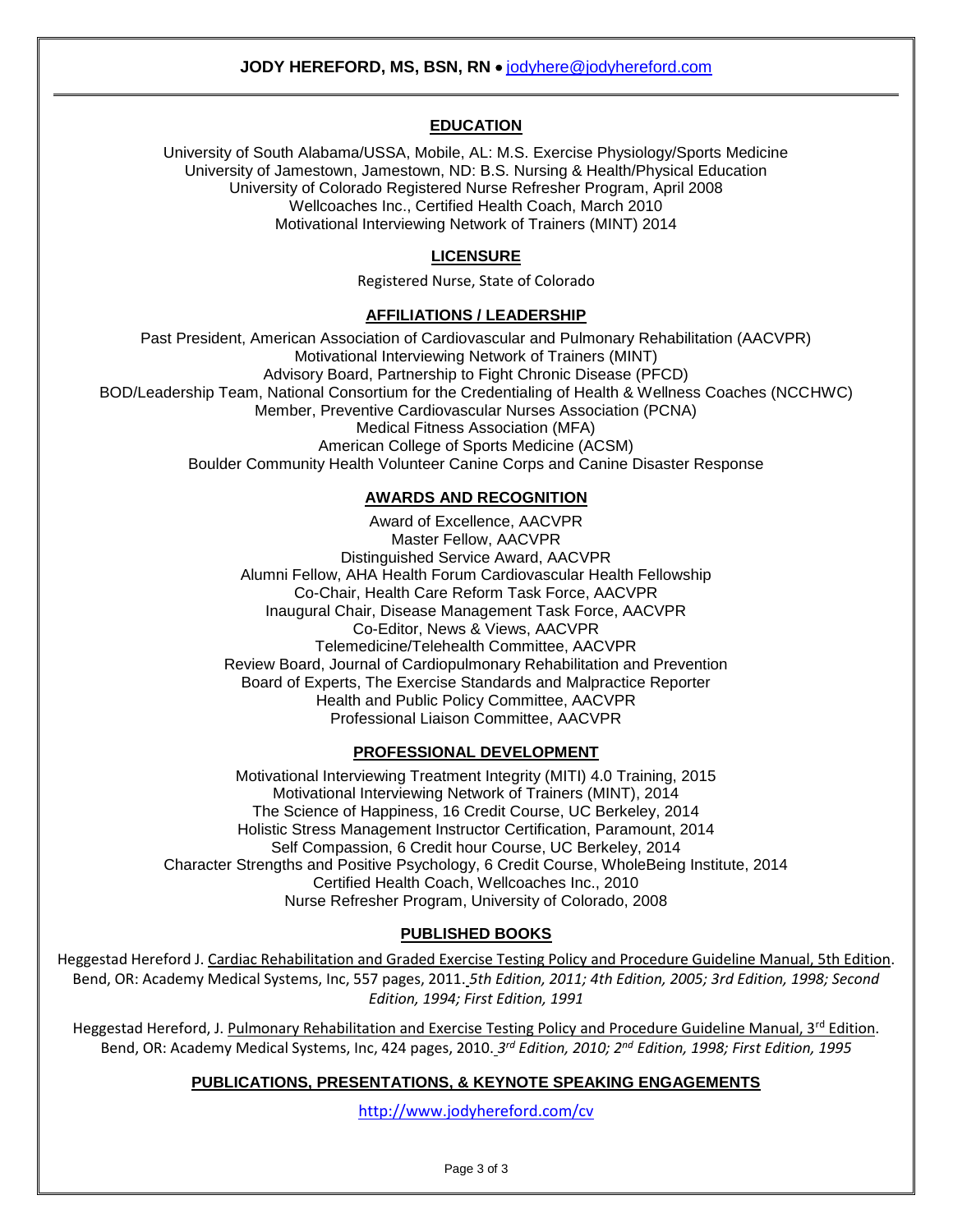**JODY HEREFORD, MS, BSN, RN** • jodyhere@jodyhereford.com

## EDUCATION

University of South Alabama/USSA, Mobile, AL: M.S. Exercise Physiology/Sports Medicine
University of Jamestown, Jamestown, ND: B.S. Nursing & Health/Physical Education
University of Colorado Registered Nurse Refresher Program, April 2008
Wellcoaches Inc., Certified Health Coach, March 2010
Motivational Interviewing Network of Trainers (MINT) 2014

## LICENSURE

Registered Nurse, State of Colorado

## AFFILIATIONS / LEADERSHIP

Past President, American Association of Cardiovascular and Pulmonary Rehabilitation (AACVPR)
Motivational Interviewing Network of Trainers (MINT)
Advisory Board, Partnership to Fight Chronic Disease (PFCD)
BOD/Leadership Team, National Consortium for the Credentialing of Health & Wellness Coaches (NCCHWC)
Member, Preventive Cardiovascular Nurses Association (PCNA)
Medical Fitness Association (MFA)
American College of Sports Medicine (ACSM)
Boulder Community Health Volunteer Canine Corps and Canine Disaster Response

## AWARDS AND RECOGNITION

Award of Excellence, AACVPR
Master Fellow, AACVPR
Distinguished Service Award, AACVPR
Alumni Fellow, AHA Health Forum Cardiovascular Health Fellowship
Co-Chair, Health Care Reform Task Force, AACVPR
Inaugural Chair, Disease Management Task Force, AACVPR
Co-Editor, News & Views, AACVPR
Telemedicine/Telehealth Committee, AACVPR
Review Board, Journal of Cardiopulmonary Rehabilitation and Prevention
Board of Experts, The Exercise Standards and Malpractice Reporter
Health and Public Policy Committee, AACVPR
Professional Liaison Committee, AACVPR

## PROFESSIONAL DEVELOPMENT

Motivational Interviewing Treatment Integrity (MITI) 4.0 Training, 2015
Motivational Interviewing Network of Trainers (MINT), 2014
The Science of Happiness, 16 Credit Course, UC Berkeley, 2014
Holistic Stress Management Instructor Certification, Paramount, 2014
Self Compassion, 6 Credit hour Course, UC Berkeley, 2014
Character Strengths and Positive Psychology, 6 Credit Course, WholeBeing Institute, 2014
Certified Health Coach, Wellcoaches Inc., 2010
Nurse Refresher Program, University of Colorado, 2008

## PUBLISHED BOOKS

Heggestad Hereford J. Cardiac Rehabilitation and Graded Exercise Testing Policy and Procedure Guideline Manual, 5th Edition. Bend, OR: Academy Medical Systems, Inc, 557 pages, 2011. *5th Edition, 2011; 4th Edition, 2005; 3rd Edition, 1998; Second Edition, 1994; First Edition, 1991*

Heggestad Hereford, J. Pulmonary Rehabilitation and Exercise Testing Policy and Procedure Guideline Manual, 3rd Edition. Bend, OR: Academy Medical Systems, Inc, 424 pages, 2010. *3rd Edition, 2010; 2nd Edition, 1998; First Edition, 1995*

## PUBLICATIONS, PRESENTATIONS, & KEYNOTE SPEAKING ENGAGEMENTS

http://www.jodyhereford.com/cv